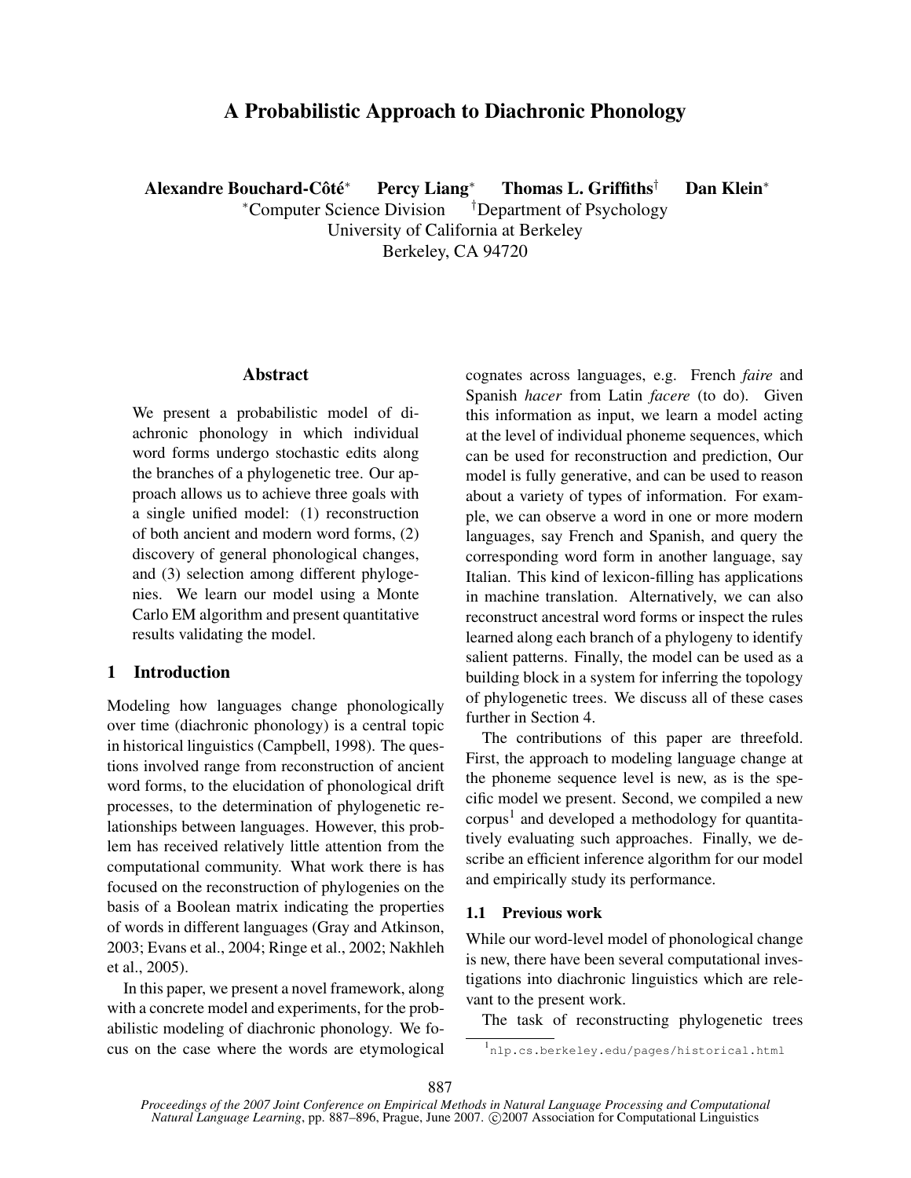# A Probabilistic Approach to Diachronic Phonology

**Alexandre Bouchard-Côté*** **Percy Liang*** **Thomas L. Griffiths†** **Dan Klein***

*Computer Science Division †Department of Psychology
University of California at Berkeley
Berkeley, CA 94720

## Abstract

We present a probabilistic model of diachronic phonology in which individual word forms undergo stochastic edits along the branches of a phylogenetic tree. Our approach allows us to achieve three goals with a single unified model: (1) reconstruction of both ancient and modern word forms, (2) discovery of general phonological changes, and (3) selection among different phylogenies. We learn our model using a Monte Carlo EM algorithm and present quantitative results validating the model.

## 1 Introduction

Modeling how languages change phonologically over time (diachronic phonology) is a central topic in historical linguistics (Campbell, 1998). The questions involved range from reconstruction of ancient word forms, to the elucidation of phonological drift processes, to the determination of phylogenetic relationships between languages. However, this problem has received relatively little attention from the computational community. What work there is has focused on the reconstruction of phylogenies on the basis of a Boolean matrix indicating the properties of words in different languages (Gray and Atkinson, 2003; Evans et al., 2004; Ringe et al., 2002; Nakhleh et al., 2005).

In this paper, we present a novel framework, along with a concrete model and experiments, for the probabilistic modeling of diachronic phonology. We focus on the case where the words are etymological cognates across languages, e.g. French *faire* and Spanish *hacer* from Latin *facere* (to do). Given this information as input, we learn a model acting at the level of individual phoneme sequences, which can be used for reconstruction and prediction, Our model is fully generative, and can be used to reason about a variety of types of information. For example, we can observe a word in one or more modern languages, say French and Spanish, and query the corresponding word form in another language, say Italian. This kind of lexicon-filling has applications in machine translation. Alternatively, we can also reconstruct ancestral word forms or inspect the rules learned along each branch of a phylogeny to identify salient patterns. Finally, the model can be used as a building block in a system for inferring the topology of phylogenetic trees. We discuss all of these cases further in Section 4.

The contributions of this paper are threefold. First, the approach to modeling language change at the phoneme sequence level is new, as is the specific model we present. Second, we compiled a new corpus[1] and developed a methodology for quantitatively evaluating such approaches. Finally, we describe an efficient inference algorithm for our model and empirically study its performance.

### 1.1 Previous work

While our word-level model of phonological change is new, there have been several computational investigations into diachronic linguistics which are relevant to the present work.

The task of reconstructing phylogenetic trees

[1] nlp.cs.berkeley.edu/pages/historical.html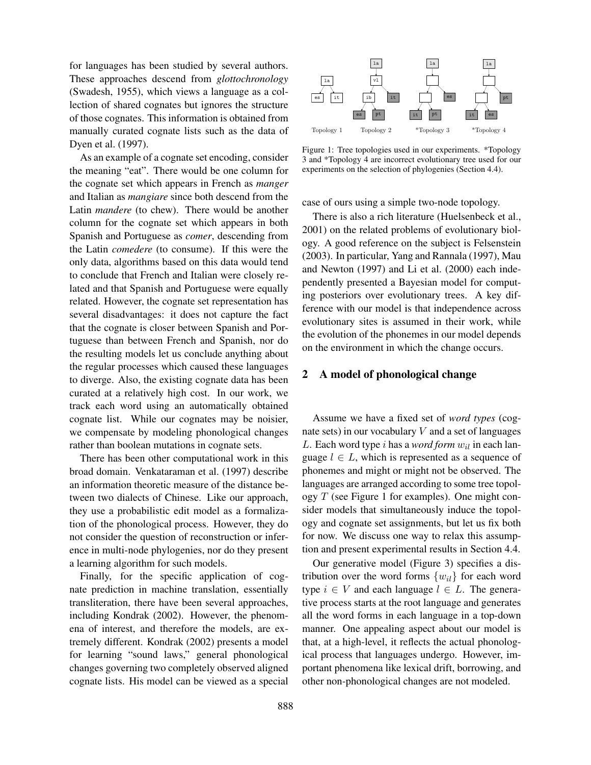for languages has been studied by several authors. These approaches descend from *glottochronology* (Swadesh, 1955), which views a language as a collection of shared cognates but ignores the structure of those cognates. This information is obtained from manually curated cognate lists such as the data of Dyen et al. (1997).

As an example of a cognate set encoding, consider the meaning "eat". There would be one column for the cognate set which appears in French as *manger* and Italian as *mangiare* since both descend from the Latin *mandere* (to chew). There would be another column for the cognate set which appears in both Spanish and Portuguese as *comer*, descending from the Latin *comedere* (to consume). If this were the only data, algorithms based on this data would tend to conclude that French and Italian were closely related and that Spanish and Portuguese were equally related. However, the cognate set representation has several disadvantages: it does not capture the fact that the cognate is closer between Spanish and Portuguese than between French and Spanish, nor do the resulting models let us conclude anything about the regular processes which caused these languages to diverge. Also, the existing cognate data has been curated at a relatively high cost. In our work, we track each word using an automatically obtained cognate list. While our cognates may be noisier, we compensate by modeling phonological changes rather than boolean mutations in cognate sets.

There has been other computational work in this broad domain. Venkataraman et al. (1997) describe an information theoretic measure of the distance between two dialects of Chinese. Like our approach, they use a probabilistic edit model as a formalization of the phonological process. However, they do not consider the question of reconstruction or inference in multi-node phylogenies, nor do they present a learning algorithm for such models.

Finally, for the specific application of cognate prediction in machine translation, essentially transliteration, there have been several approaches, including Kondrak (2002). However, the phenomena of interest, and therefore the models, are extremely different. Kondrak (2002) presents a model for learning "sound laws," general phonological changes governing two completely observed aligned cognate lists. His model can be viewed as a special case of ours using a simple two-node topology.

Figure 1: Tree topologies used in our experiments. *Topology 3 and *Topology 4 are incorrect evolutionary tree used for our experiments on the selection of phylogenies (Section 4.4).

There is also a rich literature (Huelsenbeck et al., 2001) on the related problems of evolutionary biology. A good reference on the subject is Felsenstein (2003). In particular, Yang and Rannala (1997), Mau and Newton (1997) and Li et al. (2000) each independently presented a Bayesian model for computing posteriors over evolutionary trees. A key difference with our model is that independence across evolutionary sites is assumed in their work, while the evolution of the phonemes in our model depends on the environment in which the change occurs.

## 2 A model of phonological change

Assume we have a fixed set of *word types* (cognate sets) in our vocabulary $V$ and a set of languages $L$. Each word type $i$ has a *word form* $w_{il}$ in each language $l \in L$, which is represented as a sequence of phonemes and might or might not be observed. The languages are arranged according to some tree topology $T$ (see Figure 1 for examples). One might consider models that simultaneously induce the topology and cognate set assignments, but let us fix both for now. We discuss one way to relax this assumption and present experimental results in Section 4.4.

Our generative model (Figure 3) specifies a distribution over the word forms $\{w_{il}\}$ for each word type $i \in V$ and each language $l \in L$. The generative process starts at the root language and generates all the word forms in each language in a top-down manner. One appealing aspect about our model is that, at a high-level, it reflects the actual phonological process that languages undergo. However, important phenomena like lexical drift, borrowing, and other non-phonological changes are not modeled.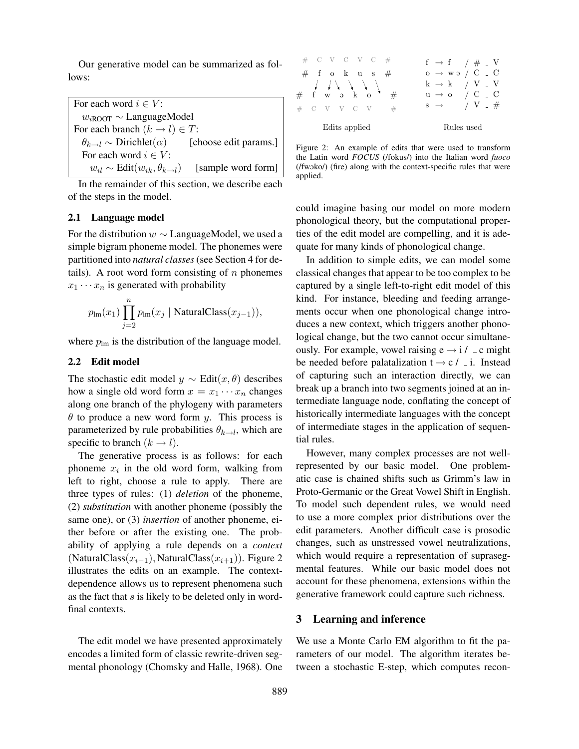Our generative model can be summarized as follows:

For each word $i \in V$:
  $w_{i\text{ROOT}} \sim$ LanguageModel
For each branch $(k \to l) \in T$:
  $\theta_{k \to l} \sim \text{Dirichlet}(\alpha)$     [choose edit params.]
  For each word $i \in V$:
    $w_{il} \sim \text{Edit}(w_{ik}, \theta_{k \to l})$     [sample word form]

In the remainder of this section, we describe each of the steps in the model.

### 2.1 Language model

For the distribution $w \sim$ LanguageModel, we used a simple bigram phoneme model. The phonemes were partitioned into *natural classes* (see Section 4 for details). A root word form consisting of $n$ phonemes $x_1 \cdots x_n$ is generated with probability

$$p_{\text{lm}}(x_1) \prod_{j=2}^{n} p_{\text{lm}}(x_j \mid \text{NaturalClass}(x_{j-1})),$$

where $p_{\text{lm}}$ is the distribution of the language model.

### 2.2 Edit model

The stochastic edit model $y \sim \text{Edit}(x, \theta)$ describes how a single old word form $x = x_1 \cdots x_n$ changes along one branch of the phylogeny with parameters $\theta$ to produce a new word form $y$. This process is parameterized by rule probabilities $\theta_{k \to l}$, which are specific to branch $(k \to l)$.

The generative process is as follows: for each phoneme $x_i$ in the old word form, walking from left to right, choose a rule to apply. There are three types of rules: (1) *deletion* of the phoneme, (2) *substitution* with another phoneme (possibly the same one), or (3) *insertion* of another phoneme, either before or after the existing one. The probability of applying a rule depends on a *context* $(\text{NaturalClass}(x_{i-1}), \text{NaturalClass}(x_{i+1}))$. Figure 2 illustrates the edits on an example. The context-dependence allows us to represent phenomena such as the fact that $s$ is likely to be deleted only in word-final contexts.

The edit model we have presented approximately encodes a limited form of classic rewrite-driven segmental phonology (Chomsky and Halle, 1968). One could imagine basing our model on more modern phonological theory, but the computational properties of the edit model are compelling, and it is adequate for many kinds of phonological change.

```
 #  C  V  C  V  C  #          f → f    / # _ V
 #  f  o  k  u  s  #          o → wɔ  / C _ C
                              k → k    / V _ V
#  f  w  ɔ  k  o     #        u → o    / C _ C
#  C  V  V  C  V     #        s →      / V _ #

     Edits applied                 Rules used
```

Figure 2: An example of edits that were used to transform the Latin word *FOCUS* (/fokus/) into the Italian word *fuoco* (/fwɔko/) (fire) along with the context-specific rules that were applied.

In addition to simple edits, we can model some classical changes that appear to be too complex to be captured by a single left-to-right edit model of this kind. For instance, bleeding and feeding arrangements occur when one phonological change introduces a new context, which triggers another phonological change, but the two cannot occur simultaneously. For example, vowel raising e → i / _ c might be needed before palatalization t → c / _ i. Instead of capturing such an interaction directly, we can break up a branch into two segments joined at an intermediate language node, conflating the concept of historically intermediate languages with the concept of intermediate stages in the application of sequential rules.

However, many complex processes are not well-represented by our basic model. One problematic case is chained shifts such as Grimm's law in Proto-Germanic or the Great Vowel Shift in English. To model such dependent rules, we would need to use a more complex prior distributions over the edit parameters. Another difficult case is prosodic changes, such as unstressed vowel neutralizations, which would require a representation of suprasegmental features. While our basic model does not account for these phenomena, extensions within the generative framework could capture such richness.

## 3 Learning and inference

We use a Monte Carlo EM algorithm to fit the parameters of our model. The algorithm iterates between a stochastic E-step, which computes recon-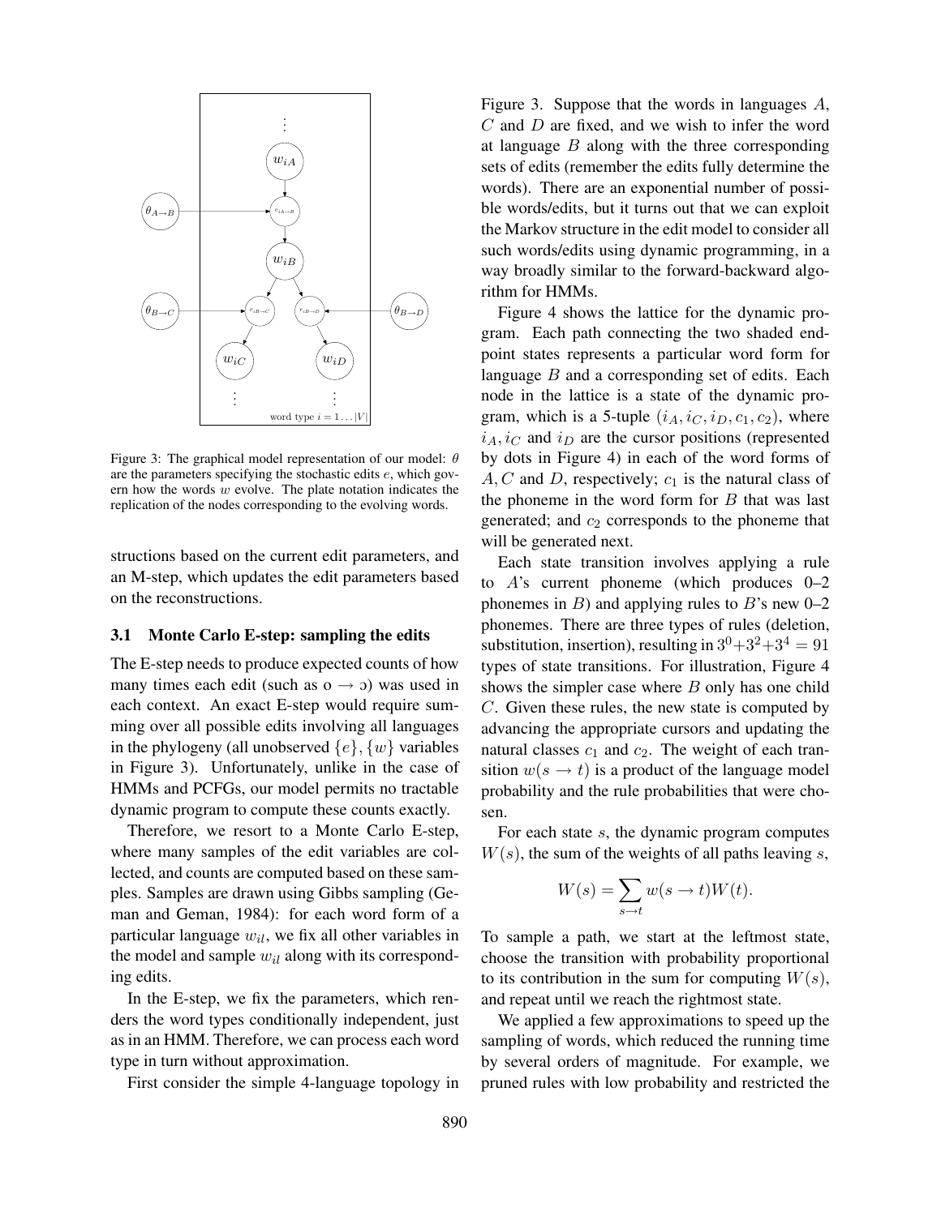Figure 3: The graphical model representation of our model: $\theta$ are the parameters specifying the stochastic edits $e$, which govern how the words $w$ evolve. The plate notation indicates the replication of the nodes corresponding to the evolving words.

structions based on the current edit parameters, and an M-step, which updates the edit parameters based on the reconstructions.

### 3.1 Monte Carlo E-step: sampling the edits

The E-step needs to produce expected counts of how many times each edit (such as o $\rightarrow$ ɔ) was used in each context. An exact E-step would require summing over all possible edits involving all languages in the phylogeny (all unobserved $\{e\}, \{w\}$ variables in Figure 3). Unfortunately, unlike in the case of HMMs and PCFGs, our model permits no tractable dynamic program to compute these counts exactly.

Therefore, we resort to a Monte Carlo E-step, where many samples of the edit variables are collected, and counts are computed based on these samples. Samples are drawn using Gibbs sampling (Geman and Geman, 1984): for each word form of a particular language $w_{il}$, we fix all other variables in the model and sample $w_{il}$ along with its corresponding edits.

In the E-step, we fix the parameters, which renders the word types conditionally independent, just as in an HMM. Therefore, we can process each word type in turn without approximation.

First consider the simple 4-language topology in Figure 3. Suppose that the words in languages $A$, $C$ and $D$ are fixed, and we wish to infer the word at language $B$ along with the three corresponding sets of edits (remember the edits fully determine the words). There are an exponential number of possible words/edits, but it turns out that we can exploit the Markov structure in the edit model to consider all such words/edits using dynamic programming, in a way broadly similar to the forward-backward algorithm for HMMs.

Figure 4 shows the lattice for the dynamic program. Each path connecting the two shaded endpoint states represents a particular word form for language $B$ and a corresponding set of edits. Each node in the lattice is a state of the dynamic program, which is a 5-tuple $(i_A, i_C, i_D, c_1, c_2)$, where $i_A, i_C$ and $i_D$ are the cursor positions (represented by dots in Figure 4) in each of the word forms of $A, C$ and $D$, respectively; $c_1$ is the natural class of the phoneme in the word form for $B$ that was last generated; and $c_2$ corresponds to the phoneme that will be generated next.

Each state transition involves applying a rule to $A$'s current phoneme (which produces 0–2 phonemes in $B$) and applying rules to $B$'s new 0–2 phonemes. There are three types of rules (deletion, substitution, insertion), resulting in $3^0+3^2+3^4 = 91$ types of state transitions. For illustration, Figure 4 shows the simpler case where $B$ only has one child $C$. Given these rules, the new state is computed by advancing the appropriate cursors and updating the natural classes $c_1$ and $c_2$. The weight of each transition $w(s \rightarrow t)$ is a product of the language model probability and the rule probabilities that were chosen.

For each state $s$, the dynamic program computes $W(s)$, the sum of the weights of all paths leaving $s$,

$$W(s) = \sum_{s \rightarrow t} w(s \rightarrow t) W(t).$$

To sample a path, we start at the leftmost state, choose the transition with probability proportional to its contribution in the sum for computing $W(s)$, and repeat until we reach the rightmost state.

We applied a few approximations to speed up the sampling of words, which reduced the running time by several orders of magnitude. For example, we pruned rules with low probability and restricted the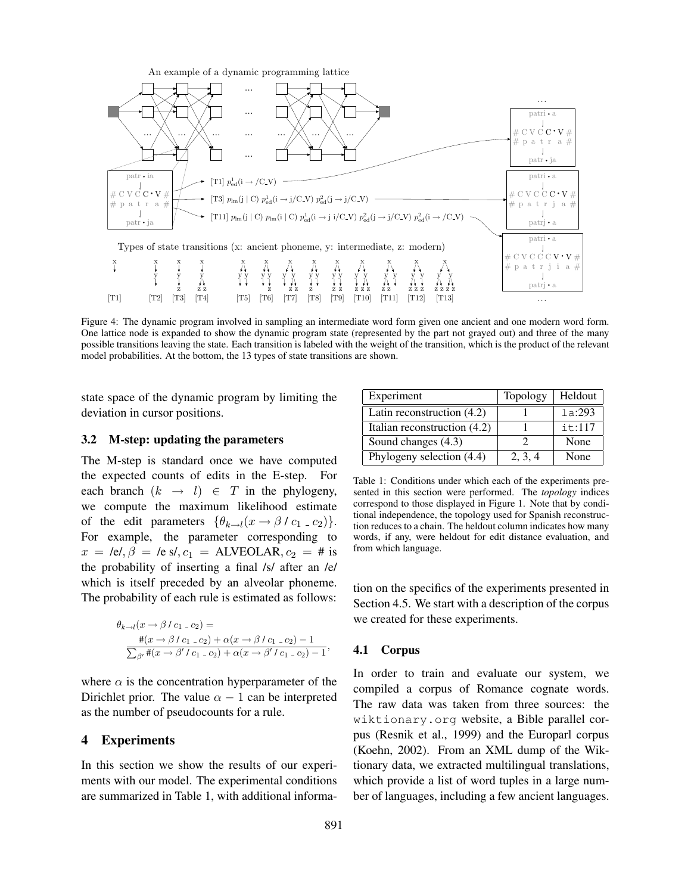Figure 4: The dynamic program involved in sampling an intermediate word form given one ancient and one modern word form. One lattice node is expanded to show the dynamic program state (represented by the part not grayed out) and three of the many possible transitions leaving the state. Each transition is labeled with the weight of the transition, which is the product of the relevant model probabilities. At the bottom, the 13 types of state transitions are shown.

state space of the dynamic program by limiting the deviation in cursor positions.

### 3.2 M-step: updating the parameters

The M-step is standard once we have computed the expected counts of edits in the E-step. For each branch $(k \to l) \in T$ in the phylogeny, we compute the maximum likelihood estimate of the edit parameters $\{\theta_{k \to l}(x \to \beta \,/\, c_1 \,\_\, c_2)\}$. For example, the parameter corresponding to $x = $ /e/, $\beta = $ /e s/, $c_1 = $ ALVEOLAR, $c_2 = $ # is the probability of inserting a final /s/ after an /e/ which is itself preceded by an alveolar phoneme. The probability of each rule is estimated as follows:

$$\theta_{k \to l}(x \to \beta \,/\, c_1 \,\_\, c_2) = \frac{\#(x \to \beta \,/\, c_1 \,\_\, c_2) + \alpha(x \to \beta \,/\, c_1 \,\_\, c_2) - 1}{\sum_{\beta'} \#(x \to \beta' \,/\, c_1 \,\_\, c_2) + \alpha(x \to \beta' \,/\, c_1 \,\_\, c_2) - 1},$$

where $\alpha$ is the concentration hyperparameter of the Dirichlet prior. The value $\alpha - 1$ can be interpreted as the number of pseudocounts for a rule.

## 4 Experiments

In this section we show the results of our experiments with our model. The experimental conditions are summarized in Table 1, with additional information on the specifics of the experiments presented in Section 4.5. We start with a description of the corpus we created for these experiments.

| Experiment | Topology | Heldout |
|---|---|---|
| Latin reconstruction (4.2) | 1 | la:293 |
| Italian reconstruction (4.2) | 1 | it:117 |
| Sound changes (4.3) | 2 | None |
| Phylogeny selection (4.4) | 2, 3, 4 | None |

Table 1: Conditions under which each of the experiments presented in this section were performed. The *topology* indices correspond to those displayed in Figure 1. Note that by conditional independence, the topology used for Spanish reconstruction reduces to a chain. The heldout column indicates how many words, if any, were heldout for edit distance evaluation, and from which language.

### 4.1 Corpus

In order to train and evaluate our system, we compiled a corpus of Romance cognate words. The raw data was taken from three sources: the wiktionary.org website, a Bible parallel corpus (Resnik et al., 1999) and the Europarl corpus (Koehn, 2002). From an XML dump of the Wiktionary data, we extracted multilingual translations, which provide a list of word tuples in a large number of languages, including a few ancient languages.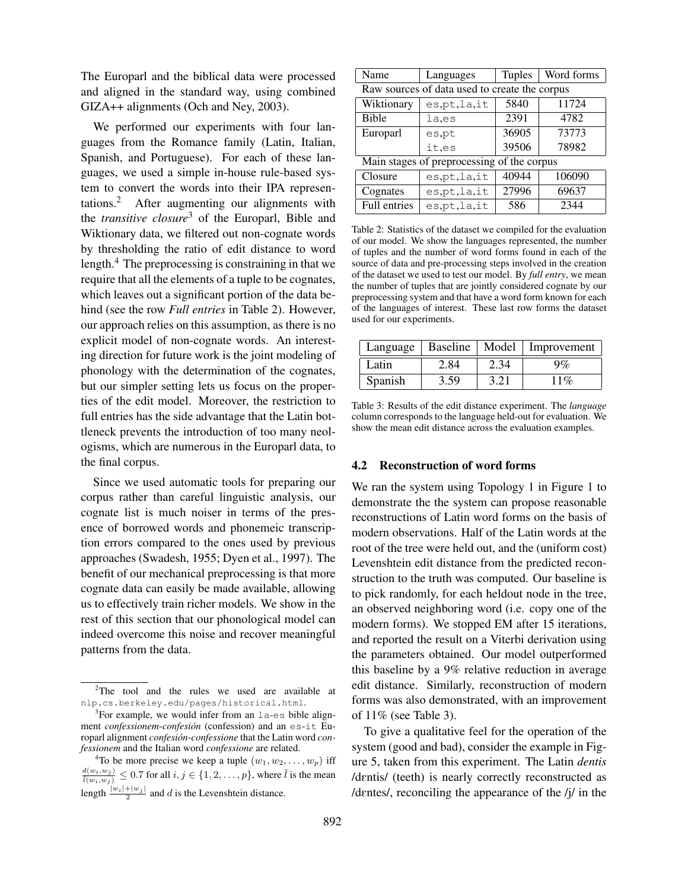The Europarl and the biblical data were processed and aligned in the standard way, using combined GIZA++ alignments (Och and Ney, 2003).

We performed our experiments with four languages from the Romance family (Latin, Italian, Spanish, and Portuguese). For each of these languages, we used a simple in-house rule-based system to convert the words into their IPA representations.[2] After augmenting our alignments with the *transitive closure*[3] of the Europarl, Bible and Wiktionary data, we filtered out non-cognate words by thresholding the ratio of edit distance to word length.[4] The preprocessing is constraining in that we require that all the elements of a tuple to be cognates, which leaves out a significant portion of the data behind (see the row *Full entries* in Table 2). However, our approach relies on this assumption, as there is no explicit model of non-cognate words. An interesting direction for future work is the joint modeling of phonology with the determination of the cognates, but our simpler setting lets us focus on the properties of the edit model. Moreover, the restriction to full entries has the side advantage that the Latin bottleneck prevents the introduction of too many neologisms, which are numerous in the Europarl data, to the final corpus.

Since we used automatic tools for preparing our corpus rather than careful linguistic analysis, our cognate list is much noiser in terms of the presence of borrowed words and phonemeic transcription errors compared to the ones used by previous approaches (Swadesh, 1955; Dyen et al., 1997). The benefit of our mechanical preprocessing is that more cognate data can easily be made available, allowing us to effectively train richer models. We show in the rest of this section that our phonological model can indeed overcome this noise and recover meaningful patterns from the data.

[2] The tool and the rules we used are available at `nlp.cs.berkeley.edu/pages/historical.html`.

[3] For example, we would infer from an `la-es` bible alignment *confessionem-confesión* (confession) and an `es-it` Europarl alignment *confesión-confessione* that the Latin word *confessionem* and the Italian word *confessione* are related.

[4] To be more precise we keep a tuple $(w_1, w_2, \ldots, w_p)$ iff $\frac{d(w_i,w_j)}{\bar{l}(w_i,w_j)} \leq 0.7$ for all $i, j \in \{1, 2, \ldots, p\}$, where $\bar{l}$ is the mean length $\frac{|w_i|+|w_j|}{2}$ and $d$ is the Levenshtein distance.

| Name | Languages | Tuples | Word forms |
|---|---|---|---|
| Raw sources of data used to create the corpus | | | |
| Wiktionary | `es,pt,la,it` | 5840 | 11724 |
| Bible | `la,es` | 2391 | 4782 |
| Europarl | `es,pt` | 36905 | 73773 |
| | `it,es` | 39506 | 78982 |
| Main stages of preprocessing of the corpus | | | |
| Closure | `es,pt,la,it` | 40944 | 106090 |
| Cognates | `es,pt,la,it` | 27996 | 69637 |
| Full entries | `es,pt,la,it` | 586 | 2344 |

Table 2: Statistics of the dataset we compiled for the evaluation of our model. We show the languages represented, the number of tuples and the number of word forms found in each of the source of data and pre-processing steps involved in the creation of the dataset we used to test our model. By *full entry*, we mean the number of tuples that are jointly considered cognate by our preprocessing system and that have a word form known for each of the languages of interest. These last row forms the dataset used for our experiments.

| Language | Baseline | Model | Improvement |
|---|---|---|---|
| Latin | 2.84 | 2.34 | 9% |
| Spanish | 3.59 | 3.21 | 11% |

Table 3: Results of the edit distance experiment. The *language* column corresponds to the language held-out for evaluation. We show the mean edit distance across the evaluation examples.

### 4.2 Reconstruction of word forms

We ran the system using Topology 1 in Figure 1 to demonstrate the the system can propose reasonable reconstructions of Latin word forms on the basis of modern observations. Half of the Latin words at the root of the tree were held out, and the (uniform cost) Levenshtein edit distance from the predicted reconstruction to the truth was computed. Our baseline is to pick randomly, for each heldout node in the tree, an observed neighboring word (i.e. copy one of the modern forms). We stopped EM after 15 iterations, and reported the result on a Viterbi derivation using the parameters obtained. Our model outperformed this baseline by a 9% relative reduction in average edit distance. Similarly, reconstruction of modern forms was also demonstrated, with an improvement of 11% (see Table 3).

To give a qualitative feel for the operation of the system (good and bad), consider the example in Figure 5, taken from this experiment. The Latin *dentis* /dɛntis/ (teeth) is nearly correctly reconstructed as /dɛntes/, reconciling the appearance of the /j/ in the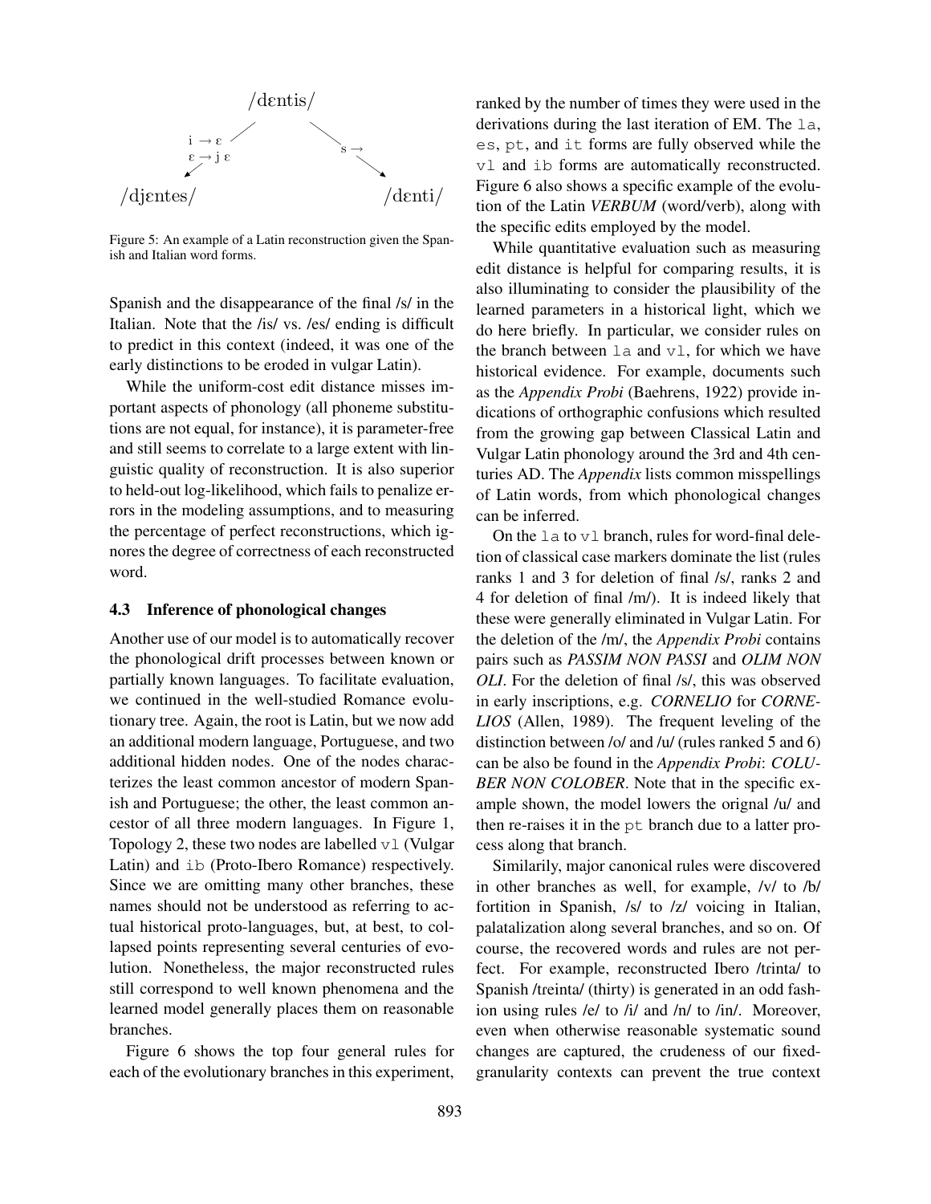/dɛntis/

i → ɛ
ɛ → j ɛ

s →

/djɛntes/ /dɛnti/

Figure 5: An example of a Latin reconstruction given the Spanish and Italian word forms.

Spanish and the disappearance of the final /s/ in the Italian. Note that the /is/ vs. /es/ ending is difficult to predict in this context (indeed, it was one of the early distinctions to be eroded in vulgar Latin).

While the uniform-cost edit distance misses important aspects of phonology (all phoneme substitutions are not equal, for instance), it is parameter-free and still seems to correlate to a large extent with linguistic quality of reconstruction. It is also superior to held-out log-likelihood, which fails to penalize errors in the modeling assumptions, and to measuring the percentage of perfect reconstructions, which ignores the degree of correctness of each reconstructed word.

### 4.3 Inference of phonological changes

Another use of our model is to automatically recover the phonological drift processes between known or partially known languages. To facilitate evaluation, we continued in the well-studied Romance evolutionary tree. Again, the root is Latin, but we now add an additional modern language, Portuguese, and two additional hidden nodes. One of the nodes characterizes the least common ancestor of modern Spanish and Portuguese; the other, the least common ancestor of all three modern languages. In Figure 1, Topology 2, these two nodes are labelled `vl` (Vulgar Latin) and `ib` (Proto-Ibero Romance) respectively. Since we are omitting many other branches, these names should not be understood as referring to actual historical proto-languages, but, at best, to collapsed points representing several centuries of evolution. Nonetheless, the major reconstructed rules still correspond to well known phenomena and the learned model generally places them on reasonable branches.

Figure 6 shows the top four general rules for each of the evolutionary branches in this experiment, ranked by the number of times they were used in the derivations during the last iteration of EM. The `la`, `es`, `pt`, and `it` forms are fully observed while the `vl` and `ib` forms are automatically reconstructed. Figure 6 also shows a specific example of the evolution of the Latin ***VERBUM*** (word/verb), along with the specific edits employed by the model.

While quantitative evaluation such as measuring edit distance is helpful for comparing results, it is also illuminating to consider the plausibility of the learned parameters in a historical light, which we do here briefly. In particular, we consider rules on the branch between `la` and `vl`, for which we have historical evidence. For example, documents such as the *Appendix Probi* (Baehrens, 1922) provide indications of orthographic confusions which resulted from the growing gap between Classical Latin and Vulgar Latin phonology around the 3rd and 4th centuries AD. The *Appendix* lists common misspellings of Latin words, from which phonological changes can be inferred.

On the `la` to `vl` branch, rules for word-final deletion of classical case markers dominate the list (rules ranks 1 and 3 for deletion of final /s/, ranks 2 and 4 for deletion of final /m/). It is indeed likely that these were generally eliminated in Vulgar Latin. For the deletion of the /m/, the *Appendix Probi* contains pairs such as *PASSIM NON PASSI* and *OLIM NON OLI*. For the deletion of final /s/, this was observed in early inscriptions, e.g. *CORNELIO* for *CORNELIOS* (Allen, 1989). The frequent leveling of the distinction between /o/ and /u/ (rules ranked 5 and 6) can be also be found in the *Appendix Probi*: *COLUBER NON COLOBER*. Note that in the specific example shown, the model lowers the orignal /u/ and then re-raises it in the `pt` branch due to a latter process along that branch.

Similarily, major canonical rules were discovered in other branches as well, for example, /v/ to /b/ fortition in Spanish, /s/ to /z/ voicing in Italian, palatalization along several branches, and so on. Of course, the recovered words and rules are not perfect. For example, reconstructed Ibero /trinta/ to Spanish /treinta/ (thirty) is generated in an odd fashion using rules /e/ to /i/ and /n/ to /in/. Moreover, even when otherwise reasonable systematic sound changes are captured, the crudeness of our fixed-granularity contexts can prevent the true context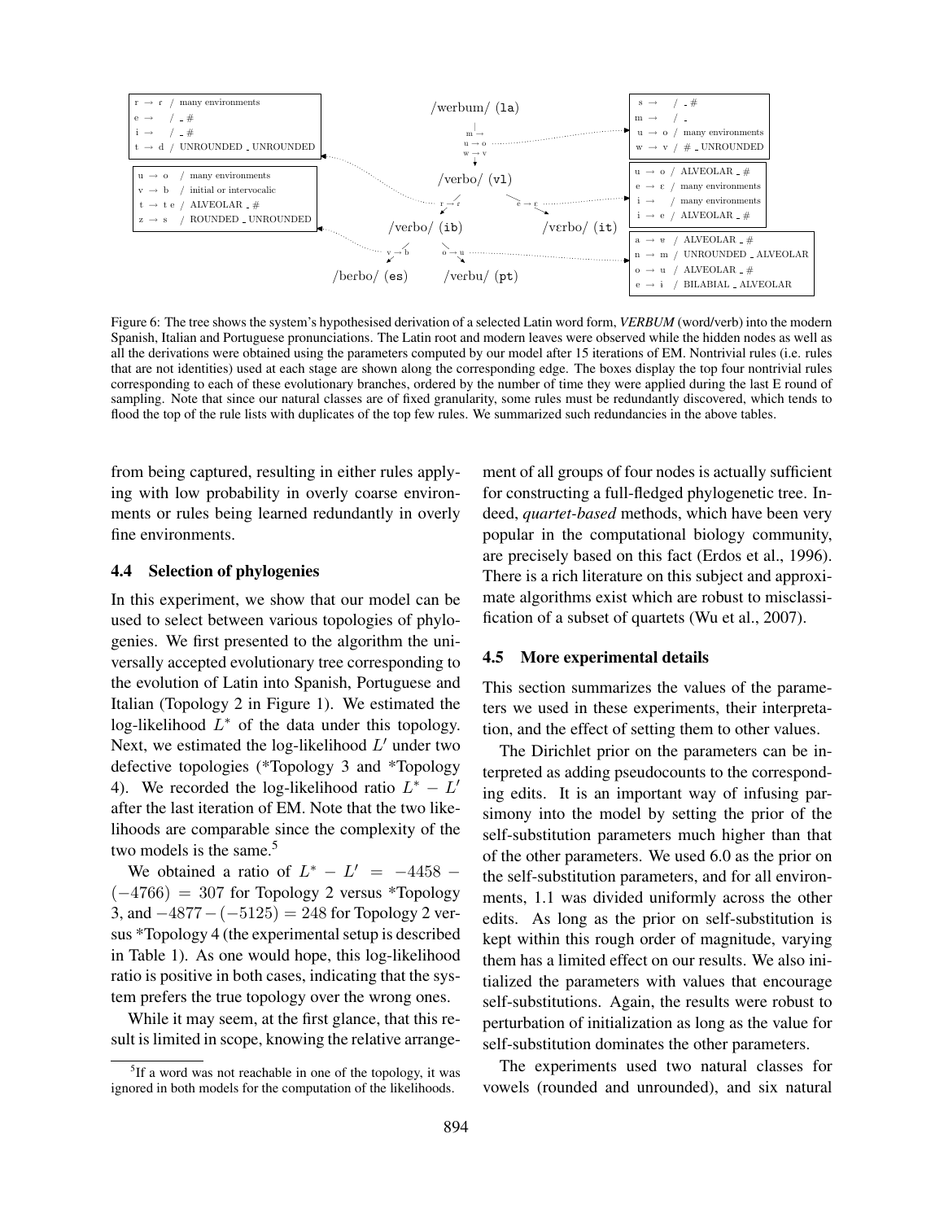/werbum/ (la)

m → 
u → o
w → v

/verbo/ (vl)

r → ɾ

e → ɛ

/veɾbo/ (ib)

/vɛrbo/ (it)

v → b

o → u

/beɾbo/ (es)

/veɾbu/ (pt)

| | | |
|---|---|---|
| r → ɾ | / | many environments |
| e → | / | _ # |
| i → | / | _ # |
| t → d | / | UNROUNDED _ UNROUNDED |

| | | |
|---|---|---|
| u → o | / | many environments |
| v → b | / | initial or intervocalic |
| t → t e | / | ALVEOLAR _ # |
| z → s | / | ROUNDED _ UNROUNDED |

| | | |
|---|---|---|
| s → | / | _ # |
| m → | / | _ |
| u → o | / | many environments |
| w → v | / | # _ UNROUNDED |

| | | |
|---|---|---|
| u → o | / | ALVEOLAR _ # |
| e → ɛ | / | many environments |
| i → | / | many environments |
| i → e | / | ALVEOLAR _ # |

| | | |
|---|---|---|
| a → ɐ | / | ALVEOLAR _ # |
| n → m | / | UNROUNDED _ ALVEOLAR |
| o → u | / | ALVEOLAR _ # |
| e → i | / | BILABIAL _ ALVEOLAR |

Figure 6: The tree shows the system's hypothesised derivation of a selected Latin word form, ***VERBUM*** (word/verb) into the modern Spanish, Italian and Portuguese pronunciations. The Latin root and modern leaves were observed while the hidden nodes as well as all the derivations were obtained using the parameters computed by our model after 15 iterations of EM. Nontrivial rules (i.e. rules that are not identities) used at each stage are shown along the corresponding edge. The boxes display the top four nontrivial rules corresponding to each of these evolutionary branches, ordered by the number of time they were applied during the last E round of sampling. Note that since our natural classes are of fixed granularity, some rules must be redundantly discovered, which tends to flood the top of the rule lists with duplicates of the top few rules. We summarized such redundancies in the above tables.

from being captured, resulting in either rules applying with low probability in overly coarse environments or rules being learned redundantly in overly fine environments.

### 4.4 Selection of phylogenies

In this experiment, we show that our model can be used to select between various topologies of phylogenies. We first presented to the algorithm the universally accepted evolutionary tree corresponding to the evolution of Latin into Spanish, Portuguese and Italian (Topology 2 in Figure 1). We estimated the log-likelihood $L^*$ of the data under this topology. Next, we estimated the log-likelihood $L'$ under two defective topologies (*Topology 3 and *Topology 4). We recorded the log-likelihood ratio $L^* - L'$ after the last iteration of EM. Note that the two likelihoods are comparable since the complexity of the two models is the same.[5]

We obtained a ratio of $L^* - L' = -4458 - (-4766) = 307$ for Topology 2 versus *Topology 3, and $-4877 - (-5125) = 248$ for Topology 2 versus *Topology 4 (the experimental setup is described in Table 1). As one would hope, this log-likelihood ratio is positive in both cases, indicating that the system prefers the true topology over the wrong ones.

While it may seem, at the first glance, that this result is limited in scope, knowing the relative arrangement of all groups of four nodes is actually sufficient for constructing a full-fledged phylogenetic tree. Indeed, *quartet-based* methods, which have been very popular in the computational biology community, are precisely based on this fact (Erdos et al., 1996). There is a rich literature on this subject and approximate algorithms exist which are robust to misclassification of a subset of quartets (Wu et al., 2007).

### 4.5 More experimental details

This section summarizes the values of the parameters we used in these experiments, their interpretation, and the effect of setting them to other values.

The Dirichlet prior on the parameters can be interpreted as adding pseudocounts to the corresponding edits. It is an important way of infusing parsimony into the model by setting the prior of the self-substitution parameters much higher than that of the other parameters. We used 6.0 as the prior on the self-substitution parameters, and for all environments, 1.1 was divided uniformly across the other edits. As long as the prior on self-substitution is kept within this rough order of magnitude, varying them has a limited effect on our results. We also initialized the parameters with values that encourage self-substitutions. Again, the results were robust to perturbation of initialization as long as the value for self-substitution dominates the other parameters.

The experiments used two natural classes for vowels (rounded and unrounded), and six natural

[5] If a word was not reachable in one of the topology, it was ignored in both models for the computation of the likelihoods.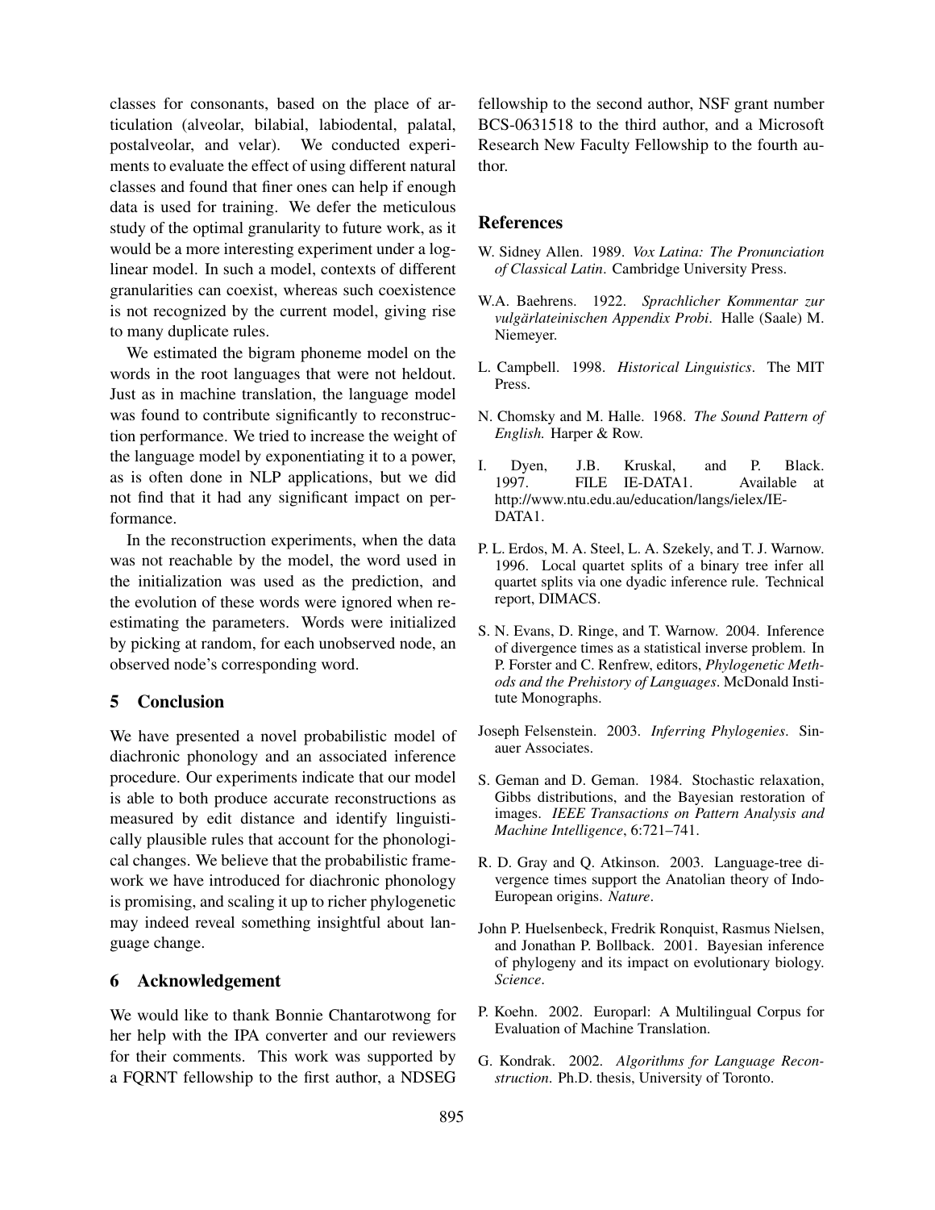classes for consonants, based on the place of articulation (alveolar, bilabial, labiodental, palatal, postalveolar, and velar). We conducted experiments to evaluate the effect of using different natural classes and found that finer ones can help if enough data is used for training. We defer the meticulous study of the optimal granularity to future work, as it would be a more interesting experiment under a log-linear model. In such a model, contexts of different granularities can coexist, whereas such coexistence is not recognized by the current model, giving rise to many duplicate rules.

We estimated the bigram phoneme model on the words in the root languages that were not heldout. Just as in machine translation, the language model was found to contribute significantly to reconstruction performance. We tried to increase the weight of the language model by exponentiating it to a power, as is often done in NLP applications, but we did not find that it had any significant impact on performance.

In the reconstruction experiments, when the data was not reachable by the model, the word used in the initialization was used as the prediction, and the evolution of these words were ignored when re-estimating the parameters. Words were initialized by picking at random, for each unobserved node, an observed node's corresponding word.

## 5 Conclusion

We have presented a novel probabilistic model of diachronic phonology and an associated inference procedure. Our experiments indicate that our model is able to both produce accurate reconstructions as measured by edit distance and identify linguistically plausible rules that account for the phonological changes. We believe that the probabilistic framework we have introduced for diachronic phonology is promising, and scaling it up to richer phylogenetic may indeed reveal something insightful about language change.

## 6 Acknowledgement

We would like to thank Bonnie Chantarotwong for her help with the IPA converter and our reviewers for their comments. This work was supported by a FQRNT fellowship to the first author, a NDSEG fellowship to the second author, NSF grant number BCS-0631518 to the third author, and a Microsoft Research New Faculty Fellowship to the fourth author.

## References

W. Sidney Allen. 1989. *Vox Latina: The Pronunciation of Classical Latin*. Cambridge University Press.

W.A. Baehrens. 1922. *Sprachlicher Kommentar zur vulgärlateinischen Appendix Probi*. Halle (Saale) M. Niemeyer.

L. Campbell. 1998. *Historical Linguistics*. The MIT Press.

N. Chomsky and M. Halle. 1968. *The Sound Pattern of English.* Harper & Row.

I. Dyen, J.B. Kruskal, and P. Black. 1997. FILE IE-DATA1. Available at http://www.ntu.edu.au/education/langs/ielex/IE-DATA1.

P. L. Erdos, M. A. Steel, L. A. Szekely, and T. J. Warnow. 1996. Local quartet splits of a binary tree infer all quartet splits via one dyadic inference rule. Technical report, DIMACS.

S. N. Evans, D. Ringe, and T. Warnow. 2004. Inference of divergence times as a statistical inverse problem. In P. Forster and C. Renfrew, editors, *Phylogenetic Methods and the Prehistory of Languages*. McDonald Institute Monographs.

Joseph Felsenstein. 2003. *Inferring Phylogenies*. Sinauer Associates.

S. Geman and D. Geman. 1984. Stochastic relaxation, Gibbs distributions, and the Bayesian restoration of images. *IEEE Transactions on Pattern Analysis and Machine Intelligence*, 6:721–741.

R. D. Gray and Q. Atkinson. 2003. Language-tree divergence times support the Anatolian theory of Indo-European origins. *Nature*.

John P. Huelsenbeck, Fredrik Ronquist, Rasmus Nielsen, and Jonathan P. Bollback. 2001. Bayesian inference of phylogeny and its impact on evolutionary biology. *Science*.

P. Koehn. 2002. Europarl: A Multilingual Corpus for Evaluation of Machine Translation.

G. Kondrak. 2002. *Algorithms for Language Reconstruction*. Ph.D. thesis, University of Toronto.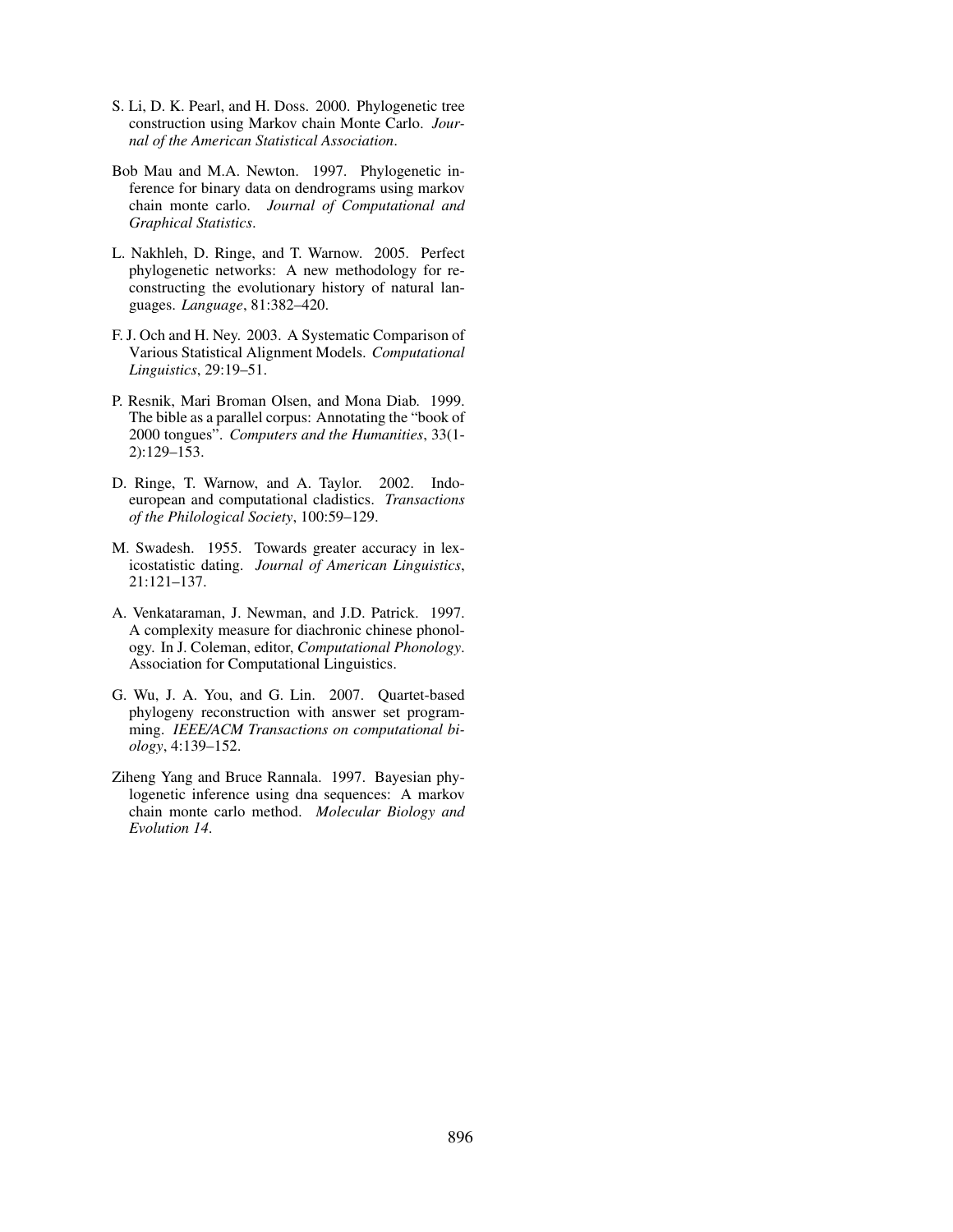S. Li, D. K. Pearl, and H. Doss. 2000. Phylogenetic tree construction using Markov chain Monte Carlo. *Journal of the American Statistical Association*.

Bob Mau and M.A. Newton. 1997. Phylogenetic inference for binary data on dendrograms using markov chain monte carlo. *Journal of Computational and Graphical Statistics*.

L. Nakhleh, D. Ringe, and T. Warnow. 2005. Perfect phylogenetic networks: A new methodology for reconstructing the evolutionary history of natural languages. *Language*, 81:382–420.

F. J. Och and H. Ney. 2003. A Systematic Comparison of Various Statistical Alignment Models. *Computational Linguistics*, 29:19–51.

P. Resnik, Mari Broman Olsen, and Mona Diab. 1999. The bible as a parallel corpus: Annotating the "book of 2000 tongues". *Computers and the Humanities*, 33(1-2):129–153.

D. Ringe, T. Warnow, and A. Taylor. 2002. Indo-european and computational cladistics. *Transactions of the Philological Society*, 100:59–129.

M. Swadesh. 1955. Towards greater accuracy in lexicostatistic dating. *Journal of American Linguistics*, 21:121–137.

A. Venkataraman, J. Newman, and J.D. Patrick. 1997. A complexity measure for diachronic chinese phonology. In J. Coleman, editor, *Computational Phonology*. Association for Computational Linguistics.

G. Wu, J. A. You, and G. Lin. 2007. Quartet-based phylogeny reconstruction with answer set programming. *IEEE/ACM Transactions on computational biology*, 4:139–152.

Ziheng Yang and Bruce Rannala. 1997. Bayesian phylogenetic inference using dna sequences: A markov chain monte carlo method. *Molecular Biology and Evolution 14*.